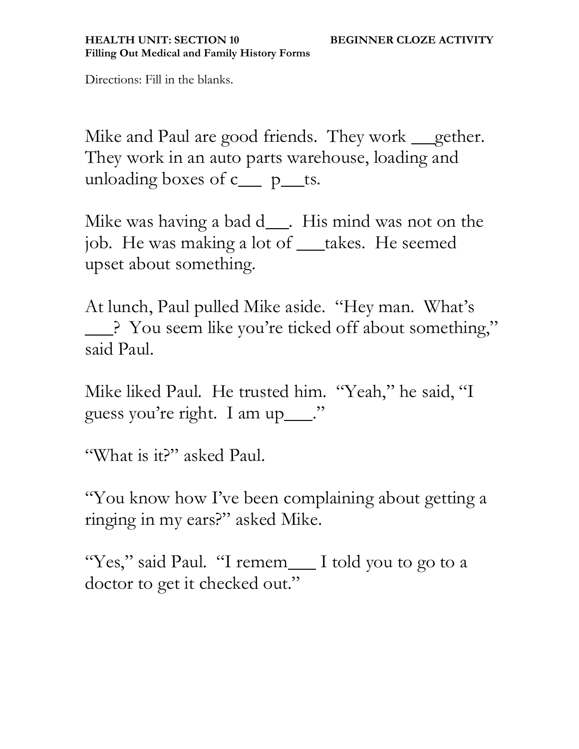**HEALTH UNIT: SECTION 10** **BEGINNER CLOZE ACTIVITY**
**Filling Out Medical and Family History Forms**

Directions: Fill in the blanks.

Mike and Paul are good friends. They work ___gether. They work in an auto parts warehouse, loading and unloading boxes of c___ p___ts.

Mike was having a bad d___. His mind was not on the job. He was making a lot of ___takes. He seemed upset about something.

At lunch, Paul pulled Mike aside. "Hey man. What's ___? You seem like you're ticked off about something," said Paul.

Mike liked Paul. He trusted him. "Yeah," he said, "I guess you're right. I am up___."

"What is it?" asked Paul.

"You know how I've been complaining about getting a ringing in my ears?" asked Mike.

"Yes," said Paul. "I remem___ I told you to go to a doctor to get it checked out."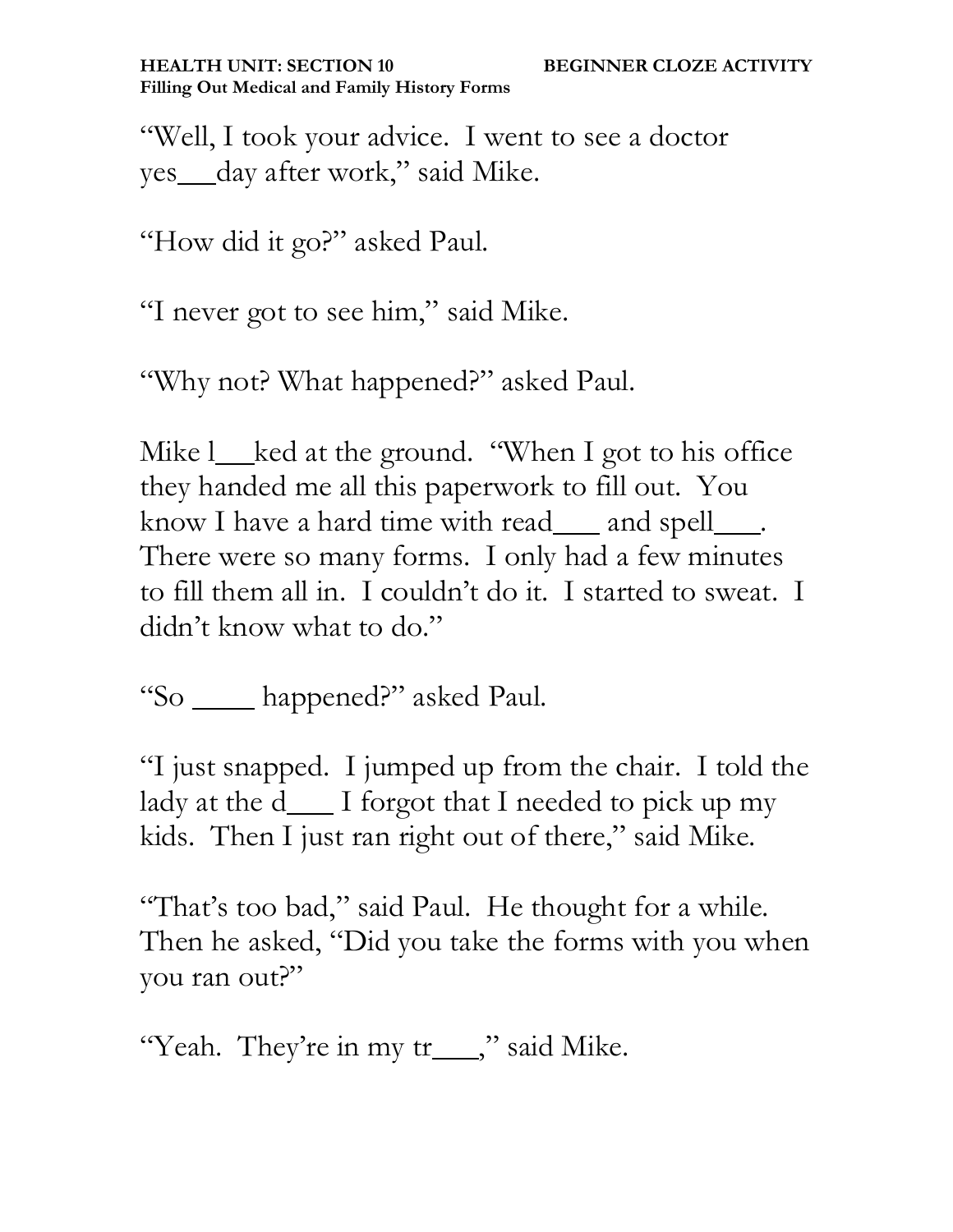"Well, I took your advice. I went to see a doctor yes___day after work," said Mike.

"How did it go?" asked Paul.

"I never got to see him," said Mike.

"Why not? What happened?" asked Paul.

Mike l___ked at the ground. "When I got to his office they handed me all this paperwork to fill out. You know I have a hard time with read___ and spell___. There were so many forms. I only had a few minutes to fill them all in. I couldn't do it. I started to sweat. I didn't know what to do."

"So ____ happened?" asked Paul.

"I just snapped. I jumped up from the chair. I told the lady at the d___ I forgot that I needed to pick up my kids. Then I just ran right out of there," said Mike.

"That's too bad," said Paul. He thought for a while. Then he asked, "Did you take the forms with you when you ran out?"

"Yeah. They're in my tr___," said Mike.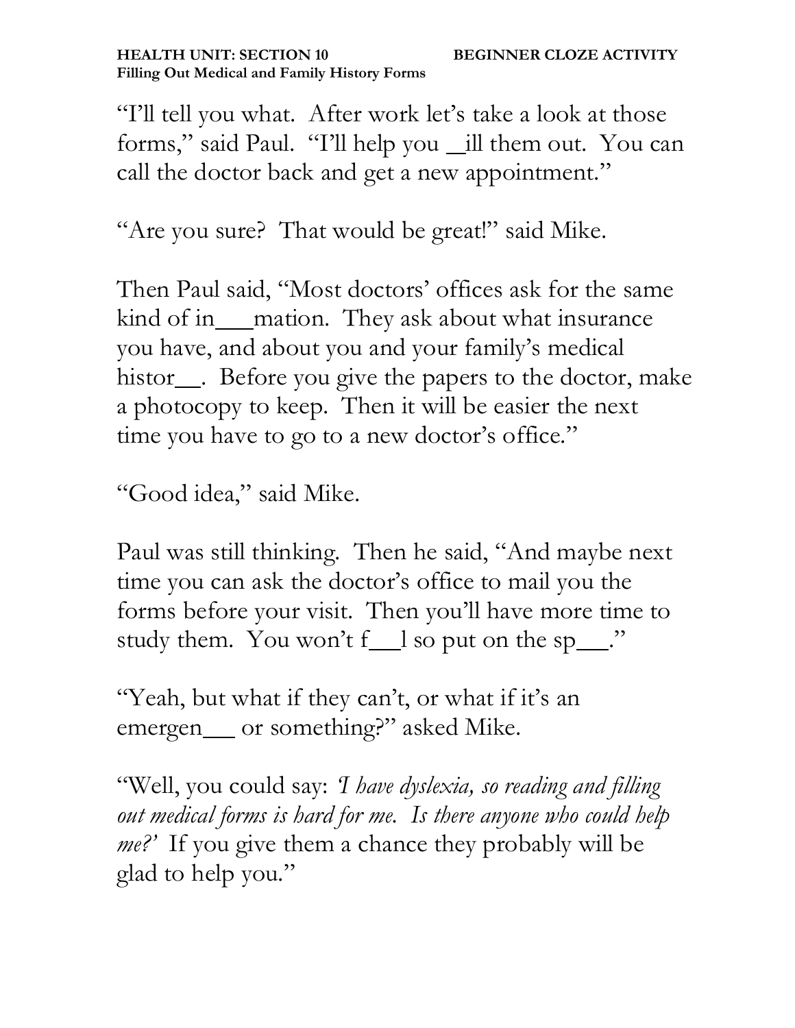"I'll tell you what. After work let's take a look at those forms," said Paul. "I'll help you _ill them out. You can call the doctor back and get a new appointment."

"Are you sure? That would be great!" said Mike.

Then Paul said, "Most doctors' offices ask for the same kind of in___mation. They ask about what insurance you have, and about you and your family's medical histor__. Before you give the papers to the doctor, make a photocopy to keep. Then it will be easier the next time you have to go to a new doctor's office."

"Good idea," said Mike.

Paul was still thinking. Then he said, "And maybe next time you can ask the doctor's office to mail you the forms before your visit. Then you'll have more time to study them. You won't f__l so put on the sp___."

"Yeah, but what if they can't, or what if it's an emergen___ or something?" asked Mike.

"Well, you could say: *'I have dyslexia, so reading and filling out medical forms is hard for me. Is there anyone who could help me?'* If you give them a chance they probably will be glad to help you."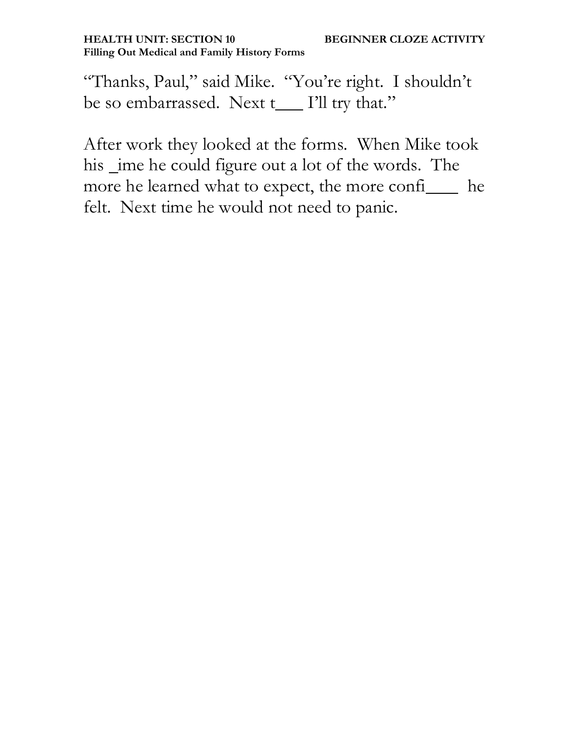"Thanks, Paul," said Mike. "You're right. I shouldn't be so embarrassed. Next t___ I'll try that."

After work they looked at the forms. When Mike took his _ime he could figure out a lot of the words. The more he learned what to expect, the more confi____ he felt. Next time he would not need to panic.